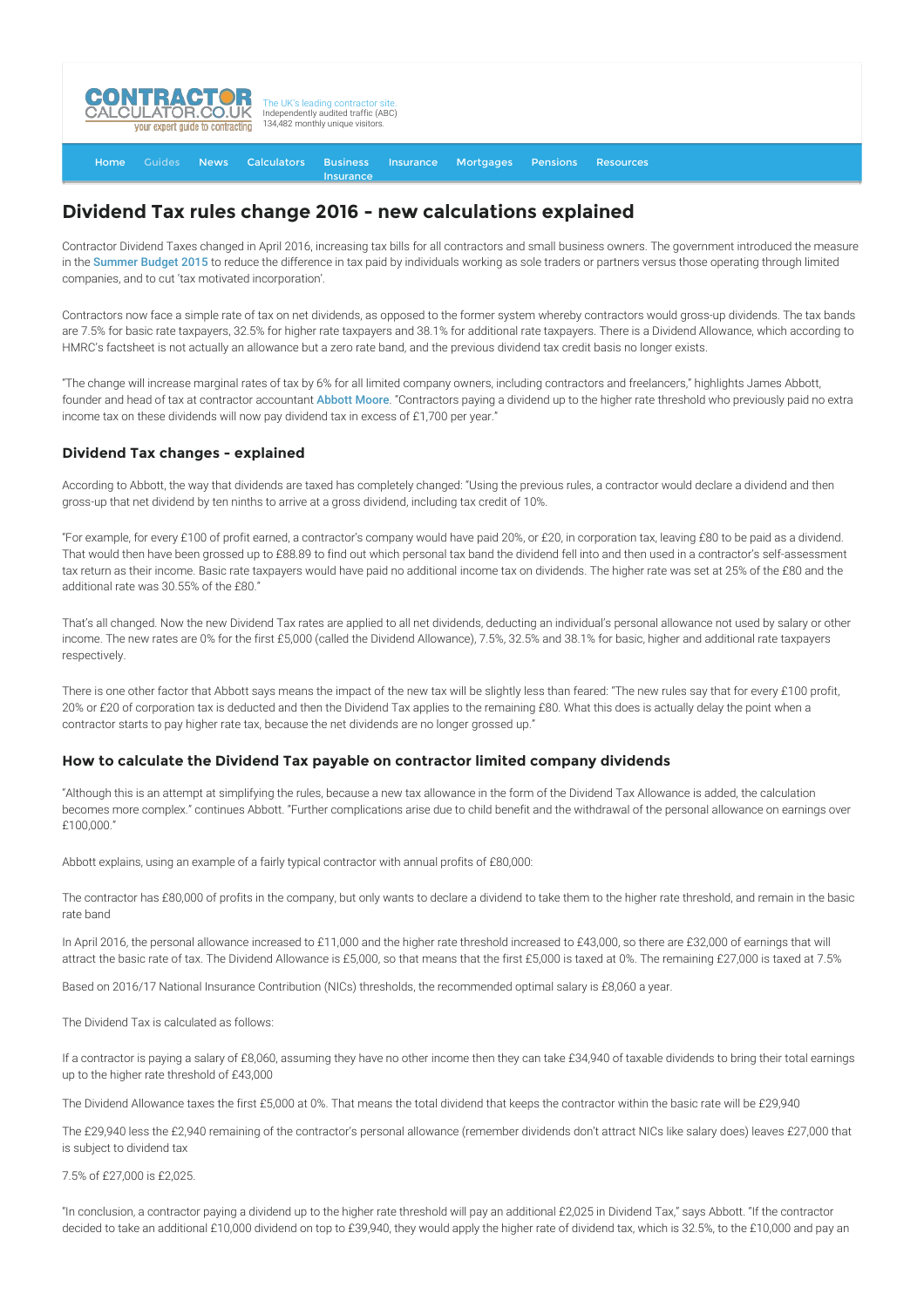# Dividend Tax rules change 2016 - new calculations explained

Contractor Dividend Taxes changed in April 2016, increasing tax bills for all contractors and small business owners. The government introduced the measure in the Summer Budget 2015 to reduce the difference in tax paid by individuals working as sole traders or partners versus those operating through limited companies, and to cut 'tax motivated incorporation'.

Contractors now face a simple rate of tax on net dividends, as opposed to the former system whereby contractors would gross-up dividends. The tax bands are 7.5% for basic rate taxpayers, 32.5% for higher rate taxpayers and 38.1% for additional rate taxpayers. There is a Dividend Allowance, which according to HMRC's factsheet is not actually an allowance but a zero rate band, and the previous dividend tax credit basis no longer exists.

"The change will increase marginal rates of tax by 6% for all limited company owners, including contractors and freelancers," highlights James Abbott, founder and head of tax at contractor accountant Abbott Moore. "Contractors paying a dividend up to the higher rate threshold who previously paid no extra income tax on these dividends will now pay dividend tax in excess of £1,700 per year."

## Dividend Tax changes - explained

According to Abbott, the way that dividends are taxed has completely changed: "Using the previous rules, a contractor would declare a dividend and then gross-up that net dividend by ten ninths to arrive at a gross dividend, including tax credit of 10%.

"For example, for every £100 of profit earned, a contractor's company would have paid 20%, or £20, in corporation tax, leaving £80 to be paid as a dividend. That would then have been grossed up to £88.89 to find out which personal tax band the dividend fell into and then used in a contractor's self-assessment tax return as their income. Basic rate taxpayers would have paid no additional income tax on dividends. The higher rate was set at 25% of the £80 and the additional rate was 30.55% of the £80."

That's all changed. Now the new Dividend Tax rates are applied to all net dividends, deducting an individual's personal allowance not used by salary or other income. The new rates are 0% for the first £5,000 (called the Dividend Allowance), 7.5%, 32.5% and 38.1% for basic, higher and additional rate taxpayers respectively.

There is one other factor that Abbott says means the impact of the new tax will be slightly less than feared: "The new rules say that for every £100 profit, 20% or £20 of corporation tax is deducted and then the Dividend Tax applies to the remaining £80. What this does is actually delay the point when a contractor starts to pay higher rate tax, because the net dividends are no longer grossed up."

## How to calculate the Dividend Tax payable on contractor limited company dividends

"Although this is an attempt at simplifying the rules, because a new tax allowance in the form of the Dividend Tax Allowance is added, the calculation becomes more complex." continues Abbott. "Further complications arise due to child benefit and the withdrawal of the personal allowance on earnings over £100,000."

Abbott explains, using an example of a fairly typical contractor with annual profits of £80,000:

The contractor has £80,000 of profits in the company, but only wants to declare a dividend to take them to the higher rate threshold, and remain in the basic rate band

In April 2016, the personal allowance increased to £11,000 and the higher rate threshold increased to £43,000, so there are £32,000 of earnings that will attract the basic rate of tax. The Dividend Allowance is £5,000, so that means that the first £5,000 is taxed at 0%. The remaining £27,000 is taxed at 7.5%

Based on 2016/17 National Insurance Contribution (NICs) thresholds, the recommended optimal salary is £8,060 a year.

The Dividend Tax is calculated as follows:

If a contractor is paying a salary of £8,060, assuming they have no other income then they can take £34,940 of taxable dividends to bring their total earnings up to the higher rate threshold of £43,000

The Dividend Allowance taxes the first £5,000 at 0%. That means the total dividend that keeps the contractor within the basic rate will be £29,940

The £29,940 less the £2,940 remaining of the contractor's personal allowance (remember dividends don't attract NICs like salary does) leaves £27,000 that is subject to dividend tax

7.5% of £27,000 is £2,025.

"In conclusion, a contractor paying a dividend up to the higher rate threshold will pay an additional £2,025 in Dividend Tax," says Abbott. "If the contractor decided to take an additional £10,000 dividend on top to £39,940, they would apply the higher rate of dividend tax, which is 32.5%, to the £10,000 and pay an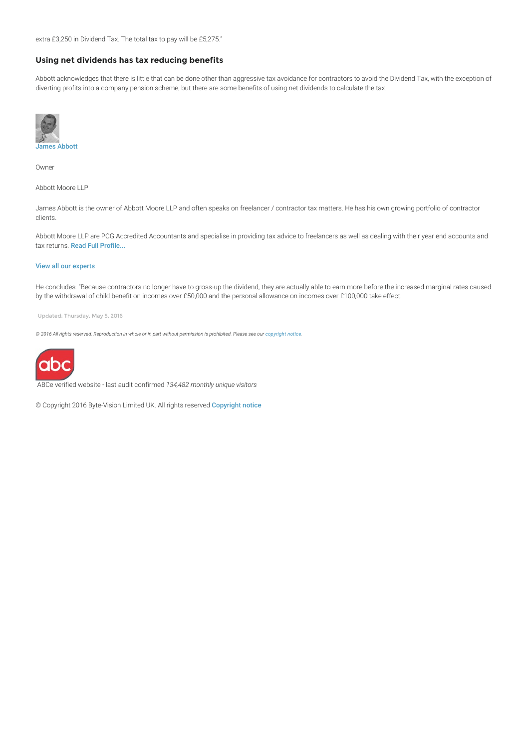extra £3,250 in Dividend Tax. The total tax to pay will be £5,275."

### Using net dividends has tax reducing benefits

Abbott acknowledges that there is little that can be done other than aggressive tax avoidance for contractors to avoid the Dividend Tax, with the exception of diverting profits into a company pension scheme, but there are some benefits of using net dividends to calculate the tax.

James Abbott

Owner

Abbott Moore LLP

James Abbott is the owner of Abbott Moore LLP and often speaks on freelancer / contractor tax matters. He has his own growing portfolio of contractor clients.

Abbott Moore LLP are PCG Accredited Accountants and specialise in providing tax advice to freelancers as well as dealing with their year end accounts and tax returns. Read Full Profile...

View all our experts

He concludes: "Because contractors no longer have to gross-up the dividend, they are actually able to earn more before the increased marginal rates caused by the withdrawal of child benefit on incomes over £50,000 and the personal allowance on incomes over £100,000 take effect.

Updated: Thursday, May 5, 2016

*© 2016 All rights reserved. Reproduction in whole or in part without permission is prohibited. Please see our copyright notice.*

ABCe verified website - last audit confirmed *134,482 monthly unique visitors*

© Copyright 2016 Byte-Vision Limited UK. All rights reserved Copyright notice